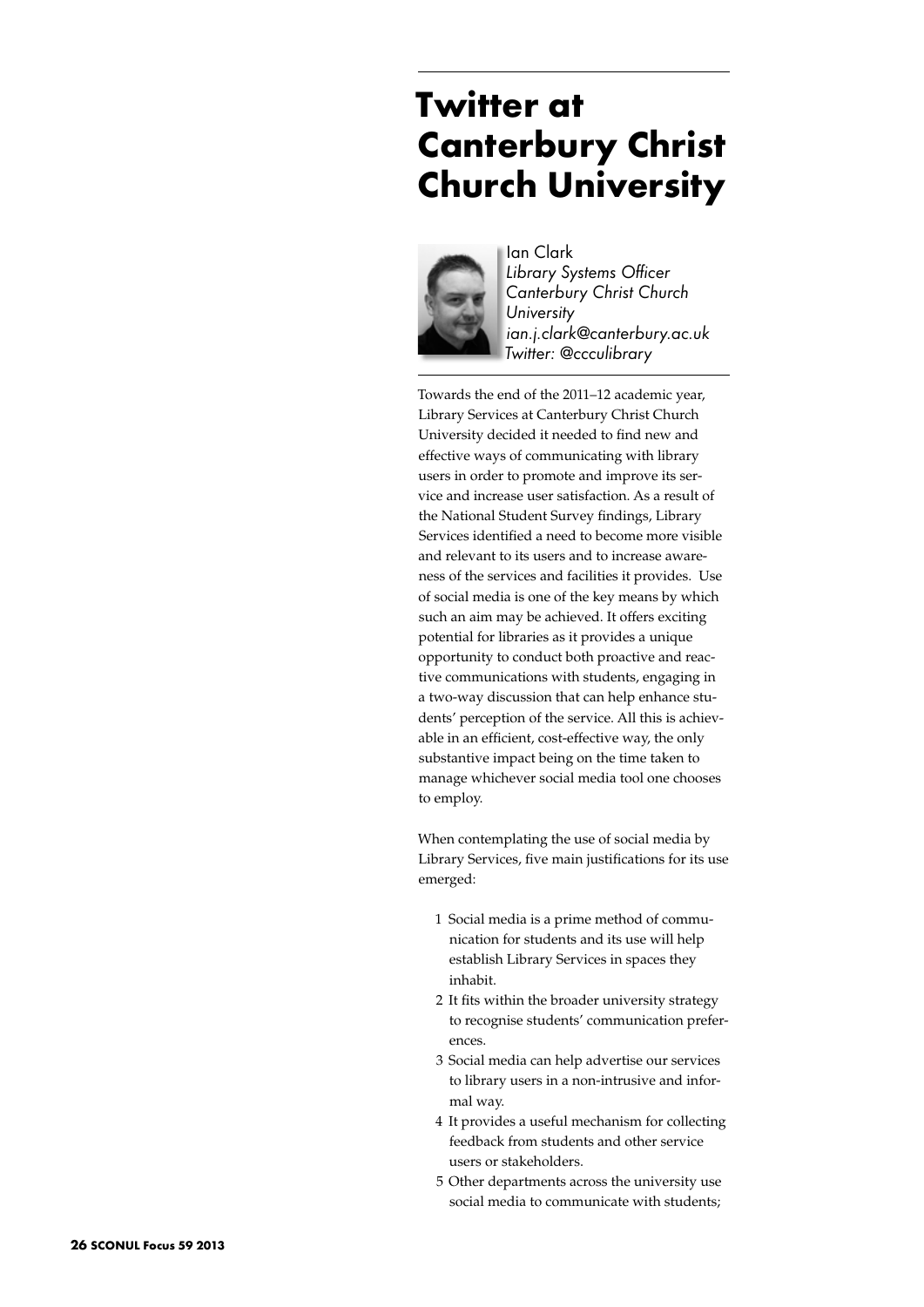# Twitter at Canterbury Christ Church University

Ian Clark
*Library Systems Officer*
*Canterbury Christ Church University*
*ian.j.clark@canterbury.ac.uk*
*Twitter: @ccculibrary*

Towards the end of the 2011–12 academic year, Library Services at Canterbury Christ Church University decided it needed to find new and effective ways of communicating with library users in order to promote and improve its service and increase user satisfaction. As a result of the National Student Survey findings, Library Services identified a need to become more visible and relevant to its users and to increase awareness of the services and facilities it provides. Use of social media is one of the key means by which such an aim may be achieved. It offers exciting potential for libraries as it provides a unique opportunity to conduct both proactive and reactive communications with students, engaging in a two-way discussion that can help enhance students' perception of the service. All this is achievable in an efficient, cost-effective way, the only substantive impact being on the time taken to manage whichever social media tool one chooses to employ.

When contemplating the use of social media by Library Services, five main justifications for its use emerged:

1. Social media is a prime method of communication for students and its use will help establish Library Services in spaces they inhabit.
2. It fits within the broader university strategy to recognise students' communication preferences.
3. Social media can help advertise our services to library users in a non-intrusive and informal way.
4. It provides a useful mechanism for collecting feedback from students and other service users or stakeholders.
5. Other departments across the university use social media to communicate with students;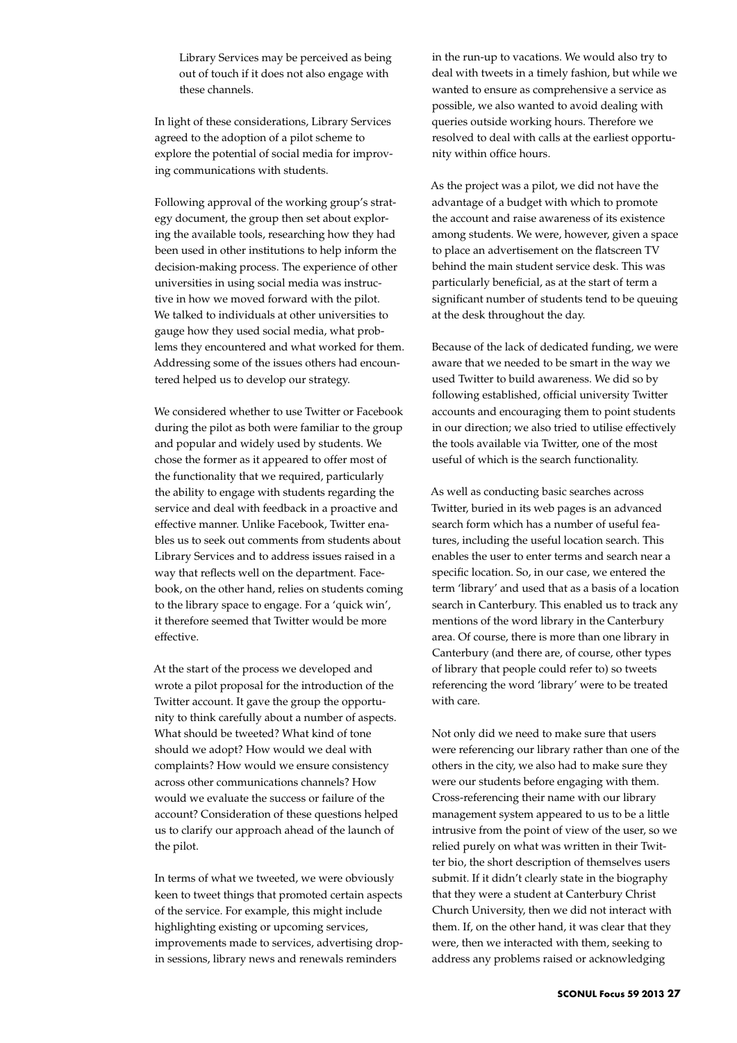Library Services may be perceived as being out of touch if it does not also engage with these channels.

In light of these considerations, Library Services agreed to the adoption of a pilot scheme to explore the potential of social media for improving communications with students.

Following approval of the working group's strategy document, the group then set about exploring the available tools, researching how they had been used in other institutions to help inform the decision-making process. The experience of other universities in using social media was instructive in how we moved forward with the pilot. We talked to individuals at other universities to gauge how they used social media, what problems they encountered and what worked for them. Addressing some of the issues others had encountered helped us to develop our strategy.

We considered whether to use Twitter or Facebook during the pilot as both were familiar to the group and popular and widely used by students. We chose the former as it appeared to offer most of the functionality that we required, particularly the ability to engage with students regarding the service and deal with feedback in a proactive and effective manner. Unlike Facebook, Twitter enables us to seek out comments from students about Library Services and to address issues raised in a way that reflects well on the department. Facebook, on the other hand, relies on students coming to the library space to engage. For a 'quick win', it therefore seemed that Twitter would be more effective.

At the start of the process we developed and wrote a pilot proposal for the introduction of the Twitter account. It gave the group the opportunity to think carefully about a number of aspects. What should be tweeted? What kind of tone should we adopt? How would we deal with complaints? How would we ensure consistency across other communications channels? How would we evaluate the success or failure of the account? Consideration of these questions helped us to clarify our approach ahead of the launch of the pilot.

In terms of what we tweeted, we were obviously keen to tweet things that promoted certain aspects of the service. For example, this might include highlighting existing or upcoming services, improvements made to services, advertising drop-in sessions, library news and renewals reminders in the run-up to vacations. We would also try to deal with tweets in a timely fashion, but while we wanted to ensure as comprehensive a service as possible, we also wanted to avoid dealing with queries outside working hours. Therefore we resolved to deal with calls at the earliest opportunity within office hours.

As the project was a pilot, we did not have the advantage of a budget with which to promote the account and raise awareness of its existence among students. We were, however, given a space to place an advertisement on the flatscreen TV behind the main student service desk. This was particularly beneficial, as at the start of term a significant number of students tend to be queuing at the desk throughout the day.

Because of the lack of dedicated funding, we were aware that we needed to be smart in the way we used Twitter to build awareness. We did so by following established, official university Twitter accounts and encouraging them to point students in our direction; we also tried to utilise effectively the tools available via Twitter, one of the most useful of which is the search functionality.

As well as conducting basic searches across Twitter, buried in its web pages is an advanced search form which has a number of useful features, including the useful location search. This enables the user to enter terms and search near a specific location. So, in our case, we entered the term 'library' and used that as a basis of a location search in Canterbury. This enabled us to track any mentions of the word library in the Canterbury area. Of course, there is more than one library in Canterbury (and there are, of course, other types of library that people could refer to) so tweets referencing the word 'library' were to be treated with care.

Not only did we need to make sure that users were referencing our library rather than one of the others in the city, we also had to make sure they were our students before engaging with them. Cross-referencing their name with our library management system appeared to us to be a little intrusive from the point of view of the user, so we relied purely on what was written in their Twitter bio, the short description of themselves users submit. If it didn't clearly state in the biography that they were a student at Canterbury Christ Church University, then we did not interact with them. If, on the other hand, it was clear that they were, then we interacted with them, seeking to address any problems raised or acknowledging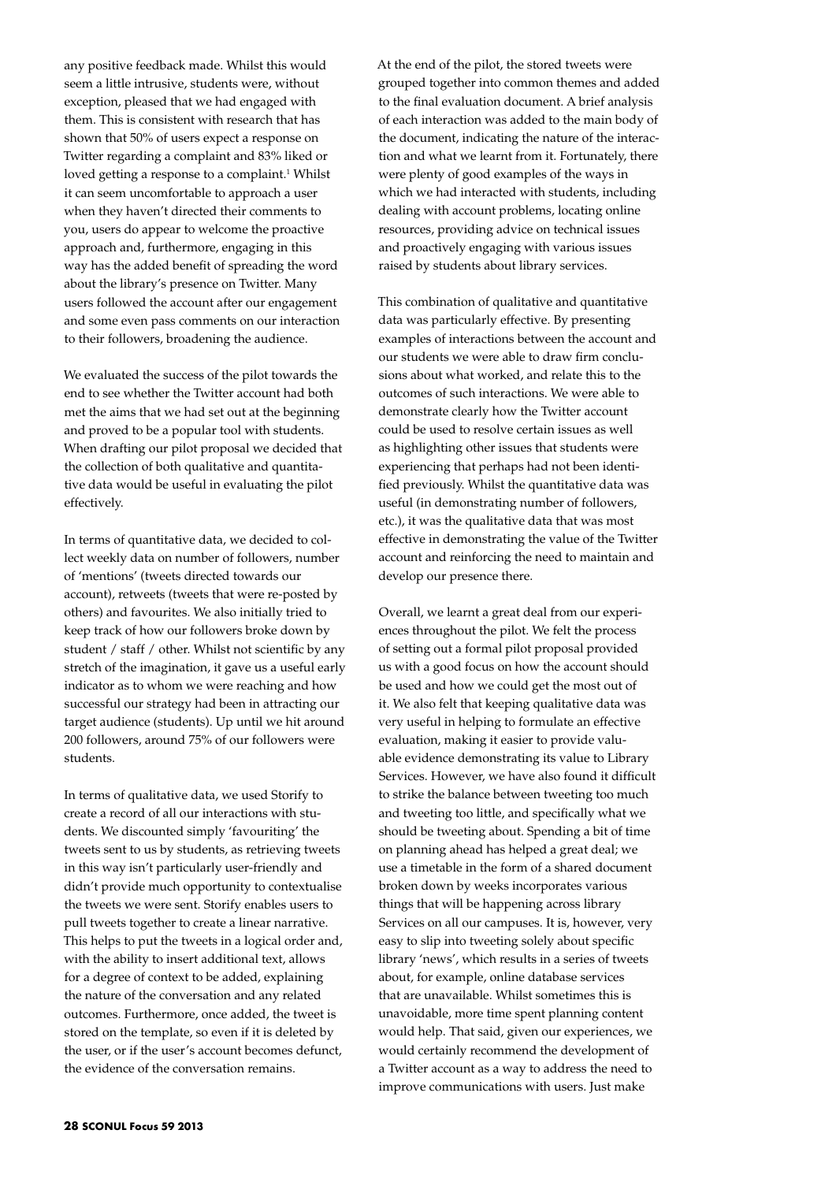any positive feedback made. Whilst this would seem a little intrusive, students were, without exception, pleased that we had engaged with them. This is consistent with research that has shown that 50% of users expect a response on Twitter regarding a complaint and 83% liked or loved getting a response to a complaint.[1] Whilst it can seem uncomfortable to approach a user when they haven't directed their comments to you, users do appear to welcome the proactive approach and, furthermore, engaging in this way has the added benefit of spreading the word about the library's presence on Twitter. Many users followed the account after our engagement and some even pass comments on our interaction to their followers, broadening the audience.

We evaluated the success of the pilot towards the end to see whether the Twitter account had both met the aims that we had set out at the beginning and proved to be a popular tool with students. When drafting our pilot proposal we decided that the collection of both qualitative and quantitative data would be useful in evaluating the pilot effectively.

In terms of quantitative data, we decided to collect weekly data on number of followers, number of 'mentions' (tweets directed towards our account), retweets (tweets that were re-posted by others) and favourites. We also initially tried to keep track of how our followers broke down by student / staff / other. Whilst not scientific by any stretch of the imagination, it gave us a useful early indicator as to whom we were reaching and how successful our strategy had been in attracting our target audience (students). Up until we hit around 200 followers, around 75% of our followers were students.

In terms of qualitative data, we used Storify to create a record of all our interactions with students. We discounted simply 'favouriting' the tweets sent to us by students, as retrieving tweets in this way isn't particularly user-friendly and didn't provide much opportunity to contextualise the tweets we were sent. Storify enables users to pull tweets together to create a linear narrative. This helps to put the tweets in a logical order and, with the ability to insert additional text, allows for a degree of context to be added, explaining the nature of the conversation and any related outcomes. Furthermore, once added, the tweet is stored on the template, so even if it is deleted by the user, or if the user's account becomes defunct, the evidence of the conversation remains.

At the end of the pilot, the stored tweets were grouped together into common themes and added to the final evaluation document. A brief analysis of each interaction was added to the main body of the document, indicating the nature of the interaction and what we learnt from it. Fortunately, there were plenty of good examples of the ways in which we had interacted with students, including dealing with account problems, locating online resources, providing advice on technical issues and proactively engaging with various issues raised by students about library services.

This combination of qualitative and quantitative data was particularly effective. By presenting examples of interactions between the account and our students we were able to draw firm conclusions about what worked, and relate this to the outcomes of such interactions. We were able to demonstrate clearly how the Twitter account could be used to resolve certain issues as well as highlighting other issues that students were experiencing that perhaps had not been identified previously. Whilst the quantitative data was useful (in demonstrating number of followers, etc.), it was the qualitative data that was most effective in demonstrating the value of the Twitter account and reinforcing the need to maintain and develop our presence there.

Overall, we learnt a great deal from our experiences throughout the pilot. We felt the process of setting out a formal pilot proposal provided us with a good focus on how the account should be used and how we could get the most out of it. We also felt that keeping qualitative data was very useful in helping to formulate an effective evaluation, making it easier to provide valuable evidence demonstrating its value to Library Services. However, we have also found it difficult to strike the balance between tweeting too much and tweeting too little, and specifically what we should be tweeting about. Spending a bit of time on planning ahead has helped a great deal; we use a timetable in the form of a shared document broken down by weeks incorporates various things that will be happening across library Services on all our campuses. It is, however, very easy to slip into tweeting solely about specific library 'news', which results in a series of tweets about, for example, online database services that are unavailable. Whilst sometimes this is unavoidable, more time spent planning content would help. That said, given our experiences, we would certainly recommend the development of a Twitter account as a way to address the need to improve communications with users. Just make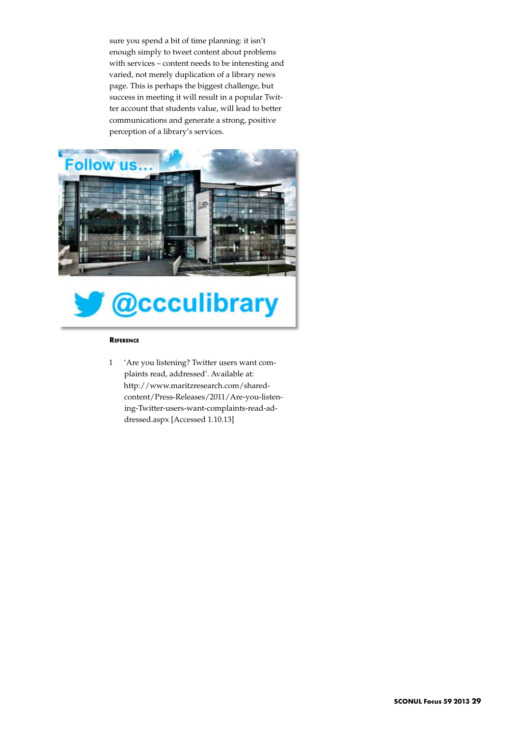sure you spend a bit of time planning: it isn't enough simply to tweet content about problems with services – content needs to be interesting and varied, not merely duplication of a library news page. This is perhaps the biggest challenge, but success in meeting it will result in a popular Twitter account that students value, will lead to better communications and generate a strong, positive perception of a library's services.

**Reference**

1 'Are you listening? Twitter users want complaints read, addressed'. Available at: http://www.maritzresearch.com/shared-content/Press-Releases/2011/Are-you-listening-Twitter-users-want-complaints-read-addressed.aspx [Accessed 1.10.13]